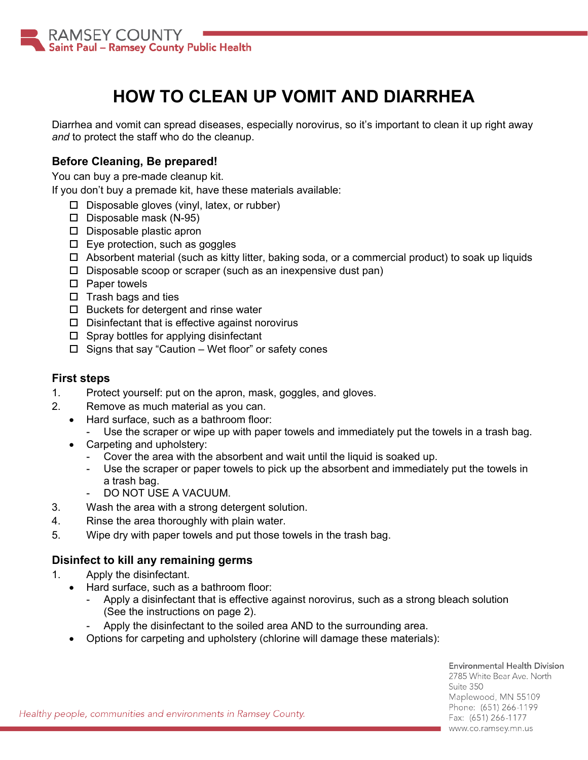RAMSEY COUNTY
Saint Paul – Ramsey County Public Health

# HOW TO CLEAN UP VOMIT AND DIARRHEA

Diarrhea and vomit can spread diseases, especially norovirus, so it's important to clean it up right away *and* to protect the staff who do the cleanup.

### Before Cleaning, Be prepared!

You can buy a pre-made cleanup kit.
If you don't buy a premade kit, have these materials available:

- ☐ Disposable gloves (vinyl, latex, or rubber)
- ☐ Disposable mask (N-95)
- ☐ Disposable plastic apron
- ☐ Eye protection, such as goggles
- ☐ Absorbent material (such as kitty litter, baking soda, or a commercial product) to soak up liquids
- ☐ Disposable scoop or scraper (such as an inexpensive dust pan)
- ☐ Paper towels
- ☐ Trash bags and ties
- ☐ Buckets for detergent and rinse water
- ☐ Disinfectant that is effective against norovirus
- ☐ Spray bottles for applying disinfectant
- ☐ Signs that say "Caution – Wet floor" or safety cones

### First steps

1. Protect yourself: put on the apron, mask, goggles, and gloves.
2. Remove as much material as you can.
   - Hard surface, such as a bathroom floor:
     - Use the scraper or wipe up with paper towels and immediately put the towels in a trash bag.
   - Carpeting and upholstery:
     - Cover the area with the absorbent and wait until the liquid is soaked up.
     - Use the scraper or paper towels to pick up the absorbent and immediately put the towels in a trash bag.
     - DO NOT USE A VACUUM.
3. Wash the area with a strong detergent solution.
4. Rinse the area thoroughly with plain water.
5. Wipe dry with paper towels and put those towels in the trash bag.

### Disinfect to kill any remaining germs

1. Apply the disinfectant.
   - Hard surface, such as a bathroom floor:
     - Apply a disinfectant that is effective against norovirus, such as a strong bleach solution (See the instructions on page 2).
     - Apply the disinfectant to the soiled area AND to the surrounding area.
   - Options for carpeting and upholstery (chlorine will damage these materials):

*Healthy people, communities and environments in Ramsey County.*

Environmental Health Division
2785 White Bear Ave. North
Suite 350
Maplewood, MN 55109
Phone: (651) 266-1199
Fax: (651) 266-1177
www.co.ramsey.mn.us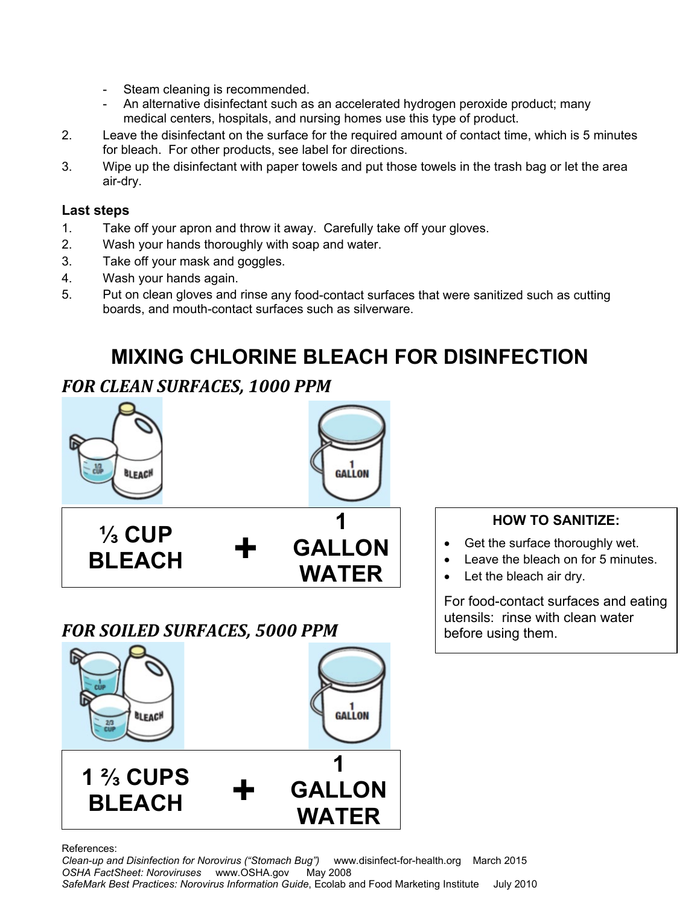- Steam cleaning is recommended.
- An alternative disinfectant such as an accelerated hydrogen peroxide product; many medical centers, hospitals, and nursing homes use this type of product.

2. Leave the disinfectant on the surface for the required amount of contact time, which is 5 minutes for bleach. For other products, see label for directions.
3. Wipe up the disinfectant with paper towels and put those towels in the trash bag or let the area air-dry.

**Last steps**

1. Take off your apron and throw it away. Carefully take off your gloves.
2. Wash your hands thoroughly with soap and water.
3. Take off your mask and goggles.
4. Wash your hands again.
5. Put on clean gloves and rinse any food-contact surfaces that were sanitized such as cutting boards, and mouth-contact surfaces such as silverware.

# MIXING CHLORINE BLEACH FOR DISINFECTION

## *FOR CLEAN SURFACES, 1000 PPM*

**⅓ CUP BLEACH + 1 GALLON WATER**

## *FOR SOILED SURFACES, 5000 PPM*

**1 ⅔ CUPS BLEACH + 1 GALLON WATER**

**HOW TO SANITIZE:**

- Get the surface thoroughly wet.
- Leave the bleach on for 5 minutes.
- Let the bleach air dry.

For food-contact surfaces and eating utensils: rinse with clean water before using them.

References:
*Clean-up and Disinfection for Norovirus ("Stomach Bug")* www.disinfect-for-health.org March 2015
*OSHA FactSheet: Noroviruses* www.OSHA.gov May 2008
*SafeMark Best Practices: Norovirus Information Guide*, Ecolab and Food Marketing Institute July 2010